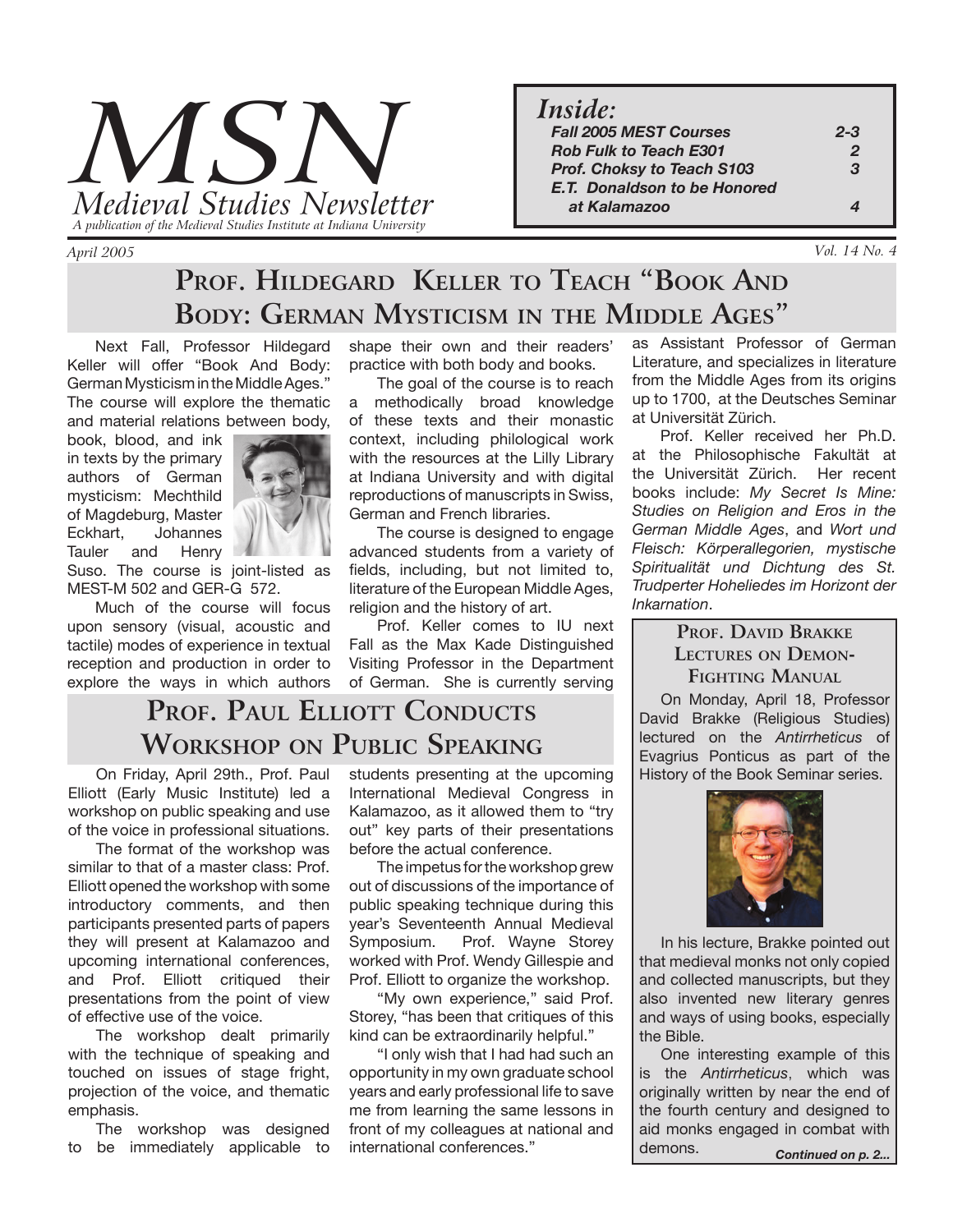# MSN

*Medieval Studies Newsletter*

*A publication of the Medieval Studies Institute at Indiana University*

*April 2005* — *Vol. 14 No. 4*

**Inside:**

| | |
|---|---|
| *Fall 2005 MEST Courses* | *2-3* |
| *Rob Fulk to Teach E301* | *2* |
| *Prof. Choksy to Teach S103* | *3* |
| *E.T. Donaldson to be Honored at Kalamazoo* | *4* |

## Prof. Hildegard Keller to Teach "Book And Body: German Mysticism in the Middle Ages"

Next Fall, Professor Hildegard Keller will offer "Book And Body: German Mysticism in the Middle Ages." The course will explore the thematic and material relations between body, book, blood, and ink in texts by the primary authors of German mysticism: Mechthild of Magdeburg, Master Eckhart, Johannes Tauler and Henry Suso. The course is joint-listed as MEST-M 502 and GER-G 572.

Much of the course will focus upon sensory (visual, acoustic and tactile) modes of experience in textual reception and production in order to explore the ways in which authors shape their own and their readers' practice with both body and books.

The goal of the course is to reach a methodically broad knowledge of these texts and their monastic context, including philological work with the resources at the Lilly Library at Indiana University and with digital reproductions of manuscripts in Swiss, German and French libraries.

The course is designed to engage advanced students from a variety of fields, including, but not limited to, literature of the European Middle Ages, religion and the history of art.

Prof. Keller comes to IU next Fall as the Max Kade Distinguished Visiting Professor in the Department of German. She is currently serving as Assistant Professor of German Literature, and specializes in literature from the Middle Ages from its origins up to 1700, at the Deutsches Seminar at Universität Zürich.

Prof. Keller received her Ph.D. at the Philosophische Fakultät at the Universität Zürich. Her recent books include: *My Secret Is Mine: Studies on Religion and Eros in the German Middle Ages*, and *Wort und Fleisch: Körperallegorien, mystische Spiritualität und Dichtung des St. Trudperter Hoheliedes im Horizont der Inkarnation*.

## Prof. Paul Elliott Conducts Workshop on Public Speaking

On Friday, April 29th., Prof. Paul Elliott (Early Music Institute) led a workshop on public speaking and use of the voice in professional situations.

The format of the workshop was similar to that of a master class: Prof. Elliott opened the workshop with some introductory comments, and then participants presented parts of papers they will present at Kalamazoo and upcoming international conferences, and Prof. Elliott critiqued their presentations from the point of view of effective use of the voice.

The workshop dealt primarily with the technique of speaking and touched on issues of stage fright, projection of the voice, and thematic emphasis.

The workshop was designed to be immediately applicable to students presenting at the upcoming International Medieval Congress in Kalamazoo, as it allowed them to "try out" key parts of their presentations before the actual conference.

The impetus for the workshop grew out of discussions of the importance of public speaking technique during this year's Seventeenth Annual Medieval Symposium. Prof. Wayne Storey worked with Prof. Wendy Gillespie and Prof. Elliott to organize the workshop.

"My own experience," said Prof. Storey, "has been that critiques of this kind can be extraordinarily helpful."

"I only wish that I had had such an opportunity in my own graduate school years and early professional life to save me from learning the same lessons in front of my colleagues at national and international conferences."

## Prof. David Brakke Lectures on Demon-Fighting Manual

On Monday, April 18, Professor David Brakke (Religious Studies) lectured on the *Antirrheticus* of Evagrius Ponticus as part of the History of the Book Seminar series.

In his lecture, Brakke pointed out that medieval monks not only copied and collected manuscripts, but they also invented new literary genres and ways of using books, especially the Bible.

One interesting example of this is the *Antirrheticus*, which was originally written by near the end of the fourth century and designed to aid monks engaged in combat with demons.

***Continued on p. 2...***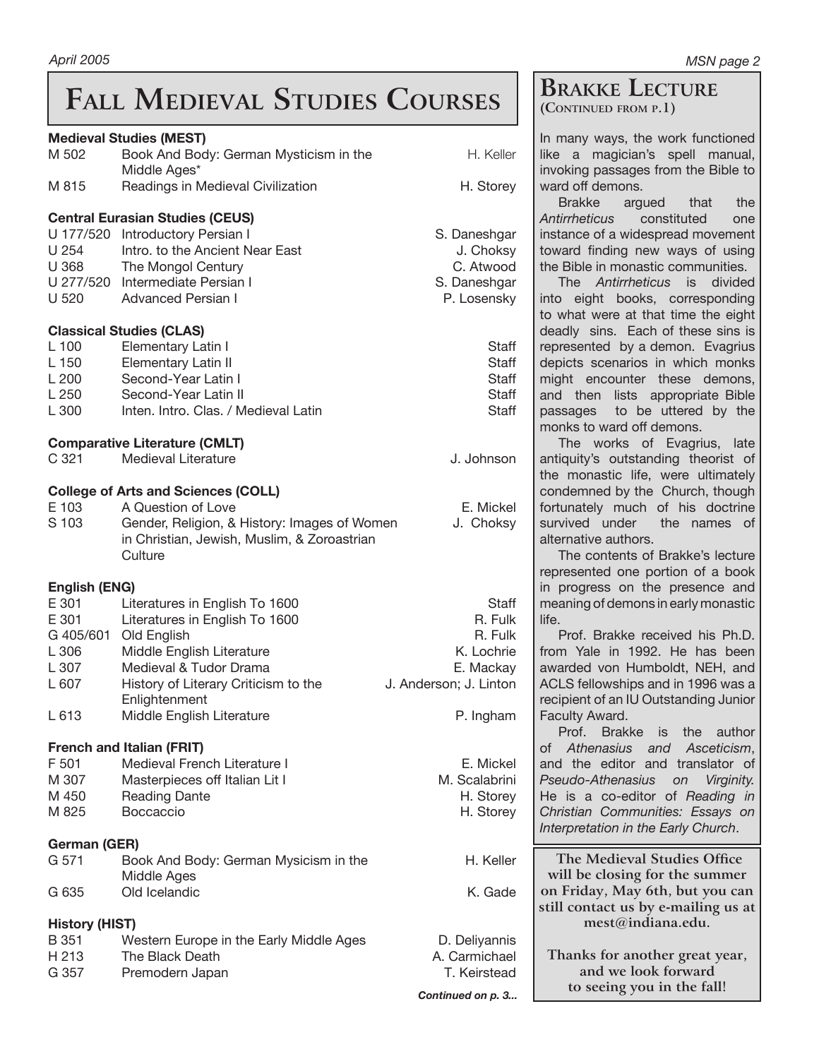# Fall Medieval Studies Courses

**Medieval Studies (MEST)**

| | | |
|---|---|---|
| M 502 | Book And Body: German Mysticism in the Middle Ages* | H. Keller |
| M 815 | Readings in Medieval Civilization | H. Storey |

**Central Eurasian Studies (CEUS)**

| | | |
|---|---|---|
| U 177/520 | Introductory Persian I | S. Daneshgar |
| U 254 | Intro. to the Ancient Near East | J. Choksy |
| U 368 | The Mongol Century | C. Atwood |
| U 277/520 | Intermediate Persian I | S. Daneshgar |
| U 520 | Advanced Persian I | P. Losensky |

**Classical Studies (CLAS)**

| | | |
|---|---|---|
| L 100 | Elementary Latin I | Staff |
| L 150 | Elementary Latin II | Staff |
| L 200 | Second-Year Latin I | Staff |
| L 250 | Second-Year Latin II | Staff |
| L 300 | Inten. Intro. Clas. / Medieval Latin | Staff |

**Comparative Literature (CMLT)**

| | | |
|---|---|---|
| C 321 | Medieval Literature | J. Johnson |

**College of Arts and Sciences (COLL)**

| | | |
|---|---|---|
| E 103 | A Question of Love | E. Mickel |
| S 103 | Gender, Religion, & History: Images of Women in Christian, Jewish, Muslim, & Zoroastrian Culture | J. Choksy |

**English (ENG)**

| | | |
|---|---|---|
| E 301 | Literatures in English To 1600 | Staff |
| E 301 | Literatures in English To 1600 | R. Fulk |
| G 405/601 | Old English | R. Fulk |
| L 306 | Middle English Literature | K. Lochrie |
| L 307 | Medieval & Tudor Drama | E. Mackay |
| L 607 | History of Literary Criticism to the Enlightenment | J. Anderson; J. Linton |
| L 613 | Middle English Literature | P. Ingham |

**French and Italian (FRIT)**

| | | |
|---|---|---|
| F 501 | Medieval French Literature I | E. Mickel |
| M 307 | Masterpieces off Italian Lit I | M. Scalabrini |
| M 450 | Reading Dante | H. Storey |
| M 825 | Boccaccio | H. Storey |

**German (GER)**

| | | |
|---|---|---|
| G 571 | Book And Body: German Mysicism in the Middle Ages | H. Keller |
| G 635 | Old Icelandic | K. Gade |

**History (HIST)**

| | | |
|---|---|---|
| B 351 | Western Europe in the Early Middle Ages | D. Deliyannis |
| H 213 | The Black Death | A. Carmichael |
| G 357 | Premodern Japan | T. Keirstead |

*Continued on p. 3...*

## Brakke Lecture
(Continued from p.1)

In many ways, the work functioned like a magician's spell manual, invoking passages from the Bible to ward off demons.

Brakke argued that the *Antirrheticus* constituted one instance of a widespread movement toward finding new ways of using the Bible in monastic communities.

The *Antirrheticus* is divided into eight books, corresponding to what were at that time the eight deadly sins. Each of these sins is represented by a demon. Evagrius depicts scenarios in which monks might encounter these demons, and then lists appropriate Bible passages to be uttered by the monks to ward off demons.

The works of Evagrius, late antiquity's outstanding theorist of the monastic life, were ultimately condemned by the Church, though fortunately much of his doctrine survived under the names of alternative authors.

The contents of Brakke's lecture represented one portion of a book in progress on the presence and meaning of demons in early monastic life.

Prof. Brakke received his Ph.D. from Yale in 1992. He has been awarded von Humboldt, NEH, and ACLS fellowships and in 1996 was a recipient of an IU Outstanding Junior Faculty Award.

Prof. Brakke is the author of *Athenasius and Asceticism*, and the editor and translator of *Pseudo-Athenasius on Virginity.* He is a co-editor of *Reading in Christian Communities: Essays on Interpretation in the Early Church*.

**The Medieval Studies Office will be closing for the summer on Friday, May 6th, but you can still contact us by e-mailing us at mest@indiana.edu.**

**Thanks for another great year, and we look forward to seeing you in the fall!**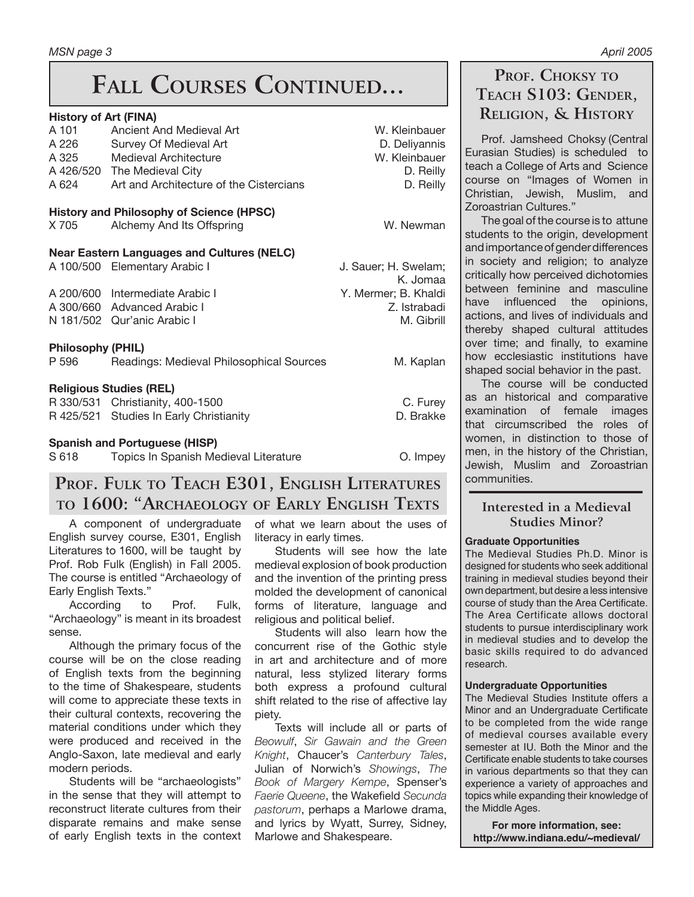# Fall Courses Continued...

**History of Art (FINA)**

| | | |
|---|---|---|
| A 101 | Ancient And Medieval Art | W. Kleinbauer |
| A 226 | Survey Of Medieval Art | D. Deliyannis |
| A 325 | Medieval Architecture | W. Kleinbauer |
| A 426/520 | The Medieval City | D. Reilly |
| A 624 | Art and Architecture of the Cistercians | D. Reilly |

**History and Philosophy of Science (HPSC)**

| | | |
|---|---|---|
| X 705 | Alchemy And Its Offspring | W. Newman |

**Near Eastern Languages and Cultures (NELC)**

| | | |
|---|---|---|
| A 100/500 | Elementary Arabic I | J. Sauer; H. Swelam; K. Jomaa |
| A 200/600 | Intermediate Arabic I | Y. Mermer; B. Khaldi |
| A 300/660 | Advanced Arabic I | Z. Istrabadi |
| N 181/502 | Qur'anic Arabic I | M. Gibrill |

**Philosophy (PHIL)**

| | | |
|---|---|---|
| P 596 | Readings: Medieval Philosophical Sources | M. Kaplan |

**Religious Studies (REL)**

| | | |
|---|---|---|
| R 330/531 | Christianity, 400-1500 | C. Furey |
| R 425/521 | Studies In Early Christianity | D. Brakke |

**Spanish and Portuguese (HISP)**

| | | |
|---|---|---|
| S 618 | Topics In Spanish Medieval Literature | O. Impey |

## Prof. Fulk to Teach E301, English Literatures to 1600: "Archaeology of Early English Texts

A component of undergraduate English survey course, E301, English Literatures to 1600, will be taught by Prof. Rob Fulk (English) in Fall 2005. The course is entitled "Archaeology of Early English Texts."

According to Prof. Fulk, "Archaeology" is meant in its broadest sense.

Although the primary focus of the course will be on the close reading of English texts from the beginning to the time of Shakespeare, students will come to appreciate these texts in their cultural contexts, recovering the material conditions under which they were produced and received in the Anglo-Saxon, late medieval and early modern periods.

Students will be "archaeologists" in the sense that they will attempt to reconstruct literate cultures from their disparate remains and make sense of early English texts in the context of what we learn about the uses of literacy in early times.

Students will see how the late medieval explosion of book production and the invention of the printing press molded the development of canonical forms of literature, language and religious and political belief.

Students will also learn how the concurrent rise of the Gothic style in art and architecture and of more natural, less stylized literary forms both express a profound cultural shift related to the rise of affective lay piety.

Texts will include all or parts of *Beowulf*, *Sir Gawain and the Green Knight*, Chaucer's *Canterbury Tales*, Julian of Norwich's *Showings*, *The Book of Margery Kempe*, Spenser's *Faerie Queene*, the Wakefield *Secunda pastorum*, perhaps a Marlowe drama, and lyrics by Wyatt, Surrey, Sidney, Marlowe and Shakespeare.

## Prof. Choksy to Teach S103: Gender, Religion, & History

Prof. Jamsheed Choksy (Central Eurasian Studies) is scheduled to teach a College of Arts and Science course on "Images of Women in Christian, Jewish, Muslim, and Zoroastrian Cultures."

The goal of the course is to attune students to the origin, development and importance of gender differences in society and religion; to analyze critically how perceived dichotomies between feminine and masculine have influenced the opinions, actions, and lives of individuals and thereby shaped cultural attitudes over time; and finally, to examine how ecclesiastic institutions have shaped social behavior in the past.

The course will be conducted as an historical and comparative examination of female images that circumscribed the roles of women, in distinction to those of men, in the history of the Christian, Jewish, Muslim and Zoroastrian communities.

## Interested in a Medieval Studies Minor?

**Graduate Opportunities**

The Medieval Studies Ph.D. Minor is designed for students who seek additional training in medieval studies beyond their own department, but desire a less intensive course of study than the Area Certificate. The Area Certificate allows doctoral students to pursue interdisciplinary work in medieval studies and to develop the basic skills required to do advanced research.

**Undergraduate Opportunities**

The Medieval Studies Institute offers a Minor and an Undergraduate Certificate to be completed from the wide range of medieval courses available every semester at IU. Both the Minor and the Certificate enable students to take courses in various departments so that they can experience a variety of approaches and topics while expanding their knowledge of the Middle Ages.

**For more information, see: http://www.indiana.edu/~medieval/**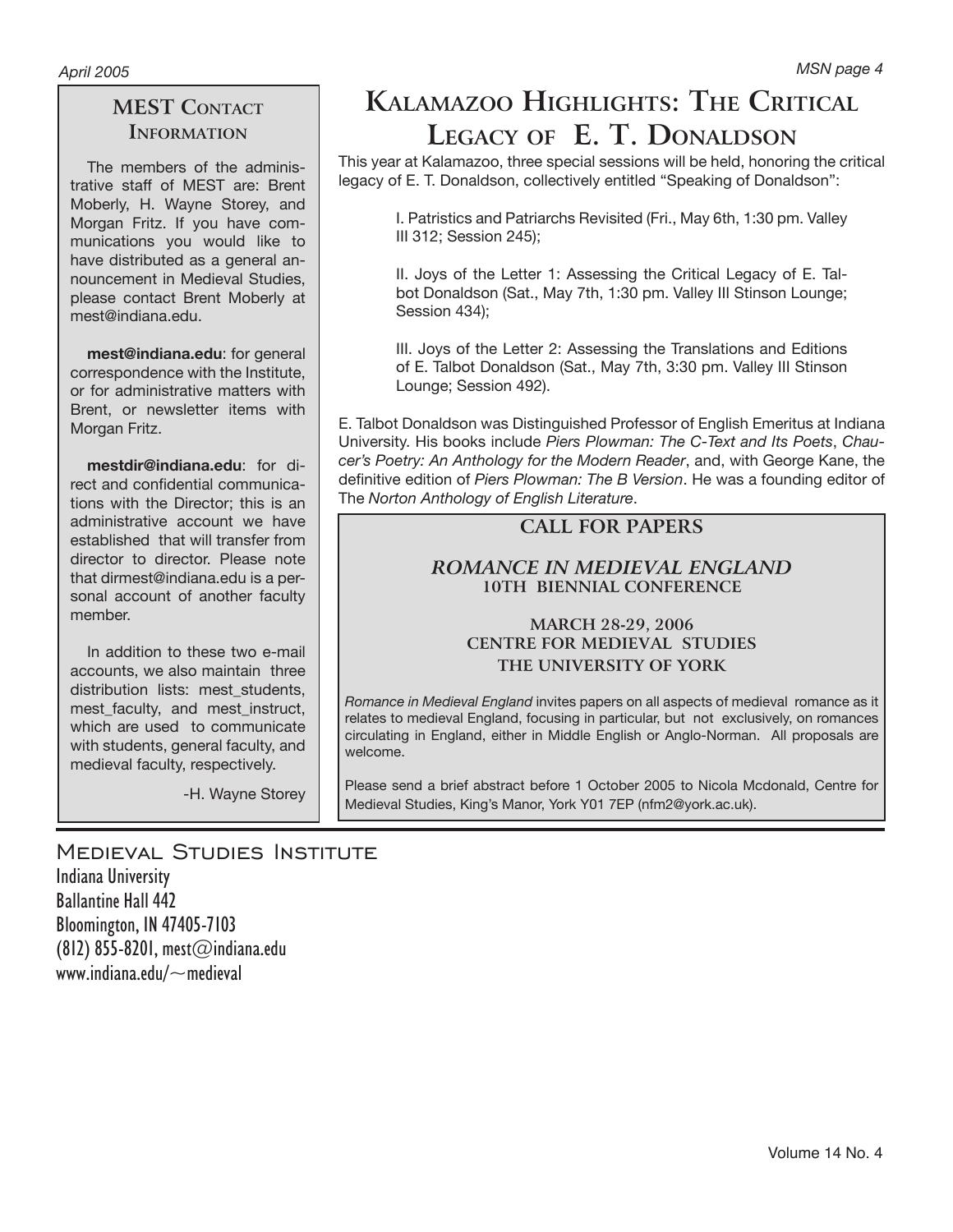## MEST Contact Information

The members of the administrative staff of MEST are: Brent Moberly, H. Wayne Storey, and Morgan Fritz. If you have communications you would like to have distributed as a general announcement in Medieval Studies, please contact Brent Moberly at mest@indiana.edu.

**mest@indiana.edu**: for general correspondence with the Institute, or for administrative matters with Brent, or newsletter items with Morgan Fritz.

**mestdir@indiana.edu**: for direct and confidential communications with the Director; this is an administrative account we have established that will transfer from director to director. Please note that dirmest@indiana.edu is a personal account of another faculty member.

In addition to these two e-mail accounts, we also maintain three distribution lists: mest_students, mest_faculty, and mest_instruct, which are used to communicate with students, general faculty, and medieval faculty, respectively.

-H. Wayne Storey

# Kalamazoo Highlights: The Critical Legacy of E. T. Donaldson

This year at Kalamazoo, three special sessions will be held, honoring the critical legacy of E. T. Donaldson, collectively entitled "Speaking of Donaldson":

I. Patristics and Patriarchs Revisited (Fri., May 6th, 1:30 pm. Valley III 312; Session 245);

II. Joys of the Letter 1: Assessing the Critical Legacy of E. Talbot Donaldson (Sat., May 7th, 1:30 pm. Valley III Stinson Lounge; Session 434);

III. Joys of the Letter 2: Assessing the Translations and Editions of E. Talbot Donaldson (Sat., May 7th, 3:30 pm. Valley III Stinson Lounge; Session 492).

E. Talbot Donaldson was Distinguished Professor of English Emeritus at Indiana University. His books include *Piers Plowman: The C-Text and Its Poets*, *Chaucer's Poetry: An Anthology for the Modern Reader*, and, with George Kane, the definitive edition of *Piers Plowman: The B Version*. He was a founding editor of The *Norton Anthology of English Literature*.

## Call for Papers

### *Romance in Medieval England*
### 10th Biennial Conference

**March 28-29, 2006**
**Centre for Medieval Studies**
**The University of York**

*Romance in Medieval England* invites papers on all aspects of medieval romance as it relates to medieval England, focusing in particular, but not exclusively, on romances circulating in England, either in Middle English or Anglo-Norman. All proposals are welcome.

Please send a brief abstract before 1 October 2005 to Nicola Mcdonald, Centre for Medieval Studies, King's Manor, York Y01 7EP (nfm2@york.ac.uk).

Medieval Studies Institute
Indiana University
Ballantine Hall 442
Bloomington, IN 47405-7103
(812) 855-8201, mest@indiana.edu
www.indiana.edu/~medieval